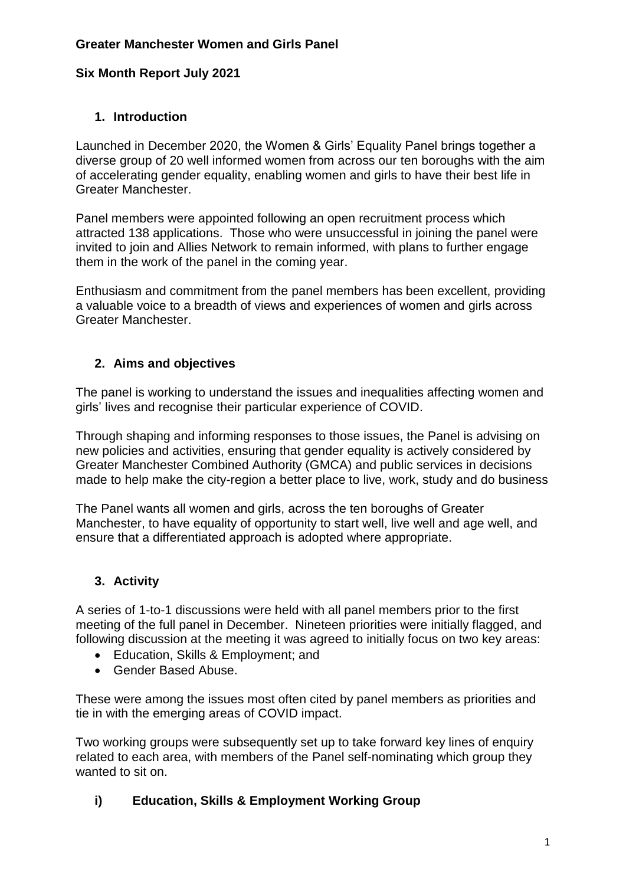**Greater Manchester Women and Girls Panel**

**Six Month Report July 2021**

## 1. Introduction

Launched in December 2020, the Women & Girls' Equality Panel brings together a diverse group of 20 well informed women from across our ten boroughs with the aim of accelerating gender equality, enabling women and girls to have their best life in Greater Manchester.

Panel members were appointed following an open recruitment process which attracted 138 applications. Those who were unsuccessful in joining the panel were invited to join and Allies Network to remain informed, with plans to further engage them in the work of the panel in the coming year.

Enthusiasm and commitment from the panel members has been excellent, providing a valuable voice to a breadth of views and experiences of women and girls across Greater Manchester.

## 2. Aims and objectives

The panel is working to understand the issues and inequalities affecting women and girls' lives and recognise their particular experience of COVID.

Through shaping and informing responses to those issues, the Panel is advising on new policies and activities, ensuring that gender equality is actively considered by Greater Manchester Combined Authority (GMCA) and public services in decisions made to help make the city-region a better place to live, work, study and do business

The Panel wants all women and girls, across the ten boroughs of Greater Manchester, to have equality of opportunity to start well, live well and age well, and ensure that a differentiated approach is adopted where appropriate.

## 3. Activity

A series of 1-to-1 discussions were held with all panel members prior to the first meeting of the full panel in December. Nineteen priorities were initially flagged, and following discussion at the meeting it was agreed to initially focus on two key areas:

- Education, Skills & Employment; and
- Gender Based Abuse.

These were among the issues most often cited by panel members as priorities and tie in with the emerging areas of COVID impact.

Two working groups were subsequently set up to take forward key lines of enquiry related to each area, with members of the Panel self-nominating which group they wanted to sit on.

### i) Education, Skills & Employment Working Group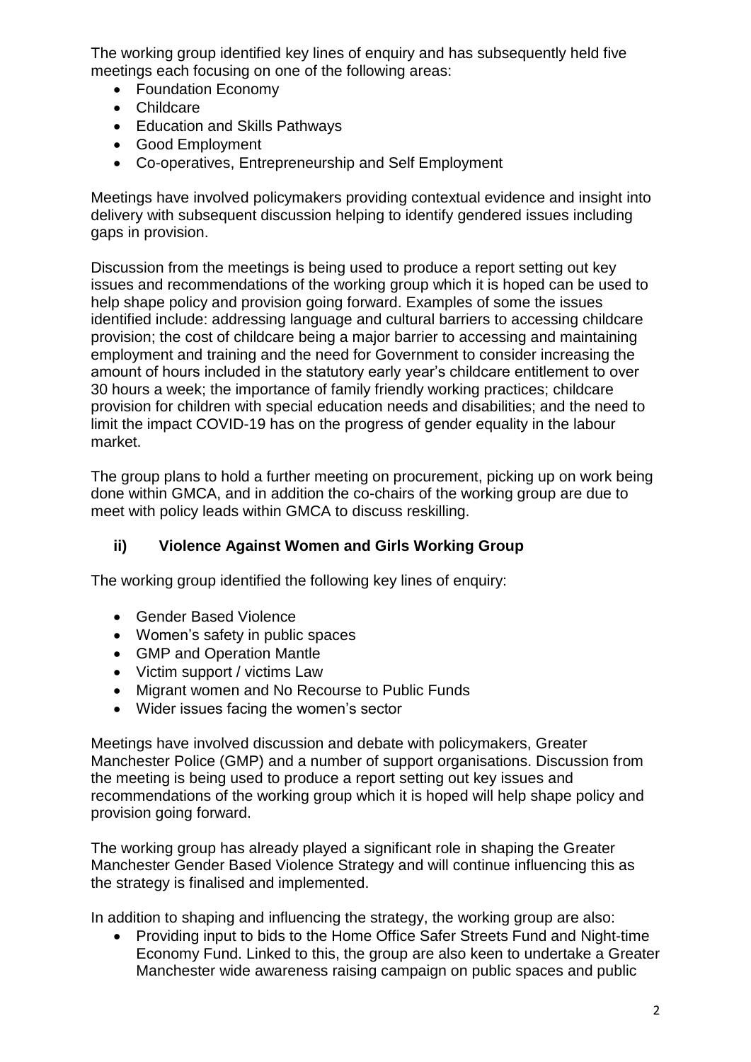The working group identified key lines of enquiry and has subsequently held five meetings each focusing on one of the following areas:

- Foundation Economy
- Childcare
- Education and Skills Pathways
- Good Employment
- Co-operatives, Entrepreneurship and Self Employment

Meetings have involved policymakers providing contextual evidence and insight into delivery with subsequent discussion helping to identify gendered issues including gaps in provision.

Discussion from the meetings is being used to produce a report setting out key issues and recommendations of the working group which it is hoped can be used to help shape policy and provision going forward. Examples of some the issues identified include: addressing language and cultural barriers to accessing childcare provision; the cost of childcare being a major barrier to accessing and maintaining employment and training and the need for Government to consider increasing the amount of hours included in the statutory early year's childcare entitlement to over 30 hours a week; the importance of family friendly working practices; childcare provision for children with special education needs and disabilities; and the need to limit the impact COVID-19 has on the progress of gender equality in the labour market.

The group plans to hold a further meeting on procurement, picking up on work being done within GMCA, and in addition the co-chairs of the working group are due to meet with policy leads within GMCA to discuss reskilling.

### ii) Violence Against Women and Girls Working Group

The working group identified the following key lines of enquiry:

- Gender Based Violence
- Women's safety in public spaces
- GMP and Operation Mantle
- Victim support / victims Law
- Migrant women and No Recourse to Public Funds
- Wider issues facing the women's sector

Meetings have involved discussion and debate with policymakers, Greater Manchester Police (GMP) and a number of support organisations. Discussion from the meeting is being used to produce a report setting out key issues and recommendations of the working group which it is hoped will help shape policy and provision going forward.

The working group has already played a significant role in shaping the Greater Manchester Gender Based Violence Strategy and will continue influencing this as the strategy is finalised and implemented.

In addition to shaping and influencing the strategy, the working group are also:

- Providing input to bids to the Home Office Safer Streets Fund and Night-time Economy Fund. Linked to this, the group are also keen to undertake a Greater Manchester wide awareness raising campaign on public spaces and public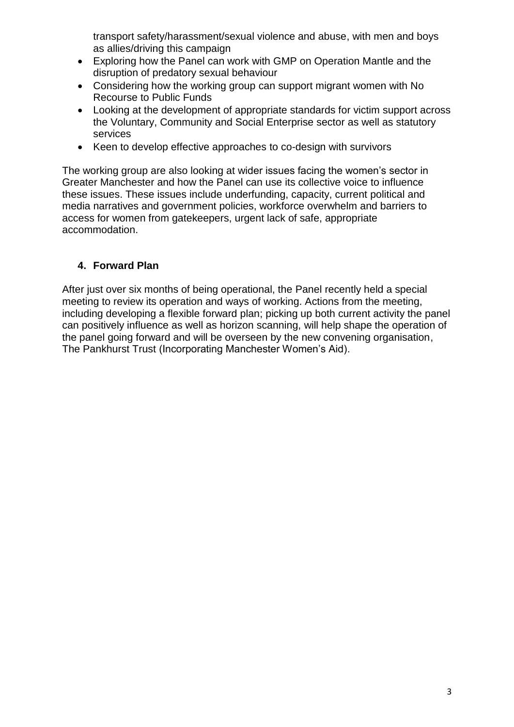transport safety/harassment/sexual violence and abuse, with men and boys as allies/driving this campaign

- Exploring how the Panel can work with GMP on Operation Mantle and the disruption of predatory sexual behaviour
- Considering how the working group can support migrant women with No Recourse to Public Funds
- Looking at the development of appropriate standards for victim support across the Voluntary, Community and Social Enterprise sector as well as statutory services
- Keen to develop effective approaches to co-design with survivors

The working group are also looking at wider issues facing the women's sector in Greater Manchester and how the Panel can use its collective voice to influence these issues. These issues include underfunding, capacity, current political and media narratives and government policies, workforce overwhelm and barriers to access for women from gatekeepers, urgent lack of safe, appropriate accommodation.

## 4. Forward Plan

After just over six months of being operational, the Panel recently held a special meeting to review its operation and ways of working. Actions from the meeting, including developing a flexible forward plan; picking up both current activity the panel can positively influence as well as horizon scanning, will help shape the operation of the panel going forward and will be overseen by the new convening organisation, The Pankhurst Trust (Incorporating Manchester Women's Aid).